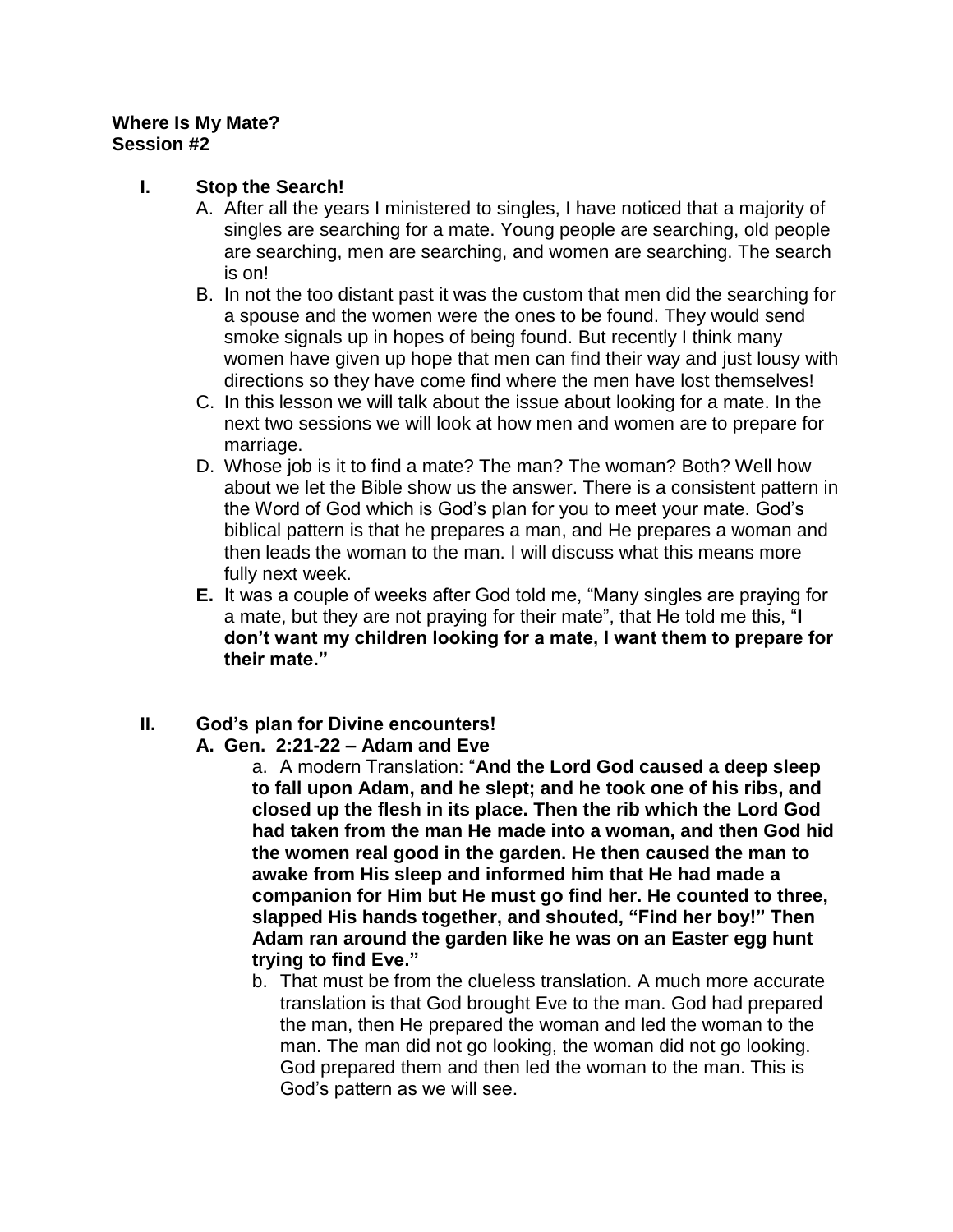**Where Is My Mate?**
**Session #2**

## I. Stop the Search!

A. After all the years I ministered to singles, I have noticed that a majority of singles are searching for a mate. Young people are searching, old people are searching, men are searching, and women are searching. The search is on!

B. In not the too distant past it was the custom that men did the searching for a spouse and the women were the ones to be found. They would send smoke signals up in hopes of being found. But recently I think many women have given up hope that men can find their way and just lousy with directions so they have come find where the men have lost themselves!

C. In this lesson we will talk about the issue about looking for a mate. In the next two sessions we will look at how men and women are to prepare for marriage.

D. Whose job is it to find a mate? The man? The woman? Both? Well how about we let the Bible show us the answer. There is a consistent pattern in the Word of God which is God's plan for you to meet your mate. God's biblical pattern is that he prepares a man, and He prepares a woman and then leads the woman to the man. I will discuss what this means more fully next week.

**E.** It was a couple of weeks after God told me, "Many singles are praying for a mate, but they are not praying for their mate", that He told me this, "**I don't want my children looking for a mate, I want them to prepare for their mate."**

## II. God's plan for Divine encounters!

### A. Gen. 2:21-22 – Adam and Eve

a. A modern Translation: "**And the Lord God caused a deep sleep to fall upon Adam, and he slept; and he took one of his ribs, and closed up the flesh in its place. Then the rib which the Lord God had taken from the man He made into a woman, and then God hid the women real good in the garden. He then caused the man to awake from His sleep and informed him that He had made a companion for Him but He must go find her. He counted to three, slapped His hands together, and shouted, "Find her boy!" Then Adam ran around the garden like he was on an Easter egg hunt trying to find Eve."**

b. That must be from the clueless translation. A much more accurate translation is that God brought Eve to the man. God had prepared the man, then He prepared the woman and led the woman to the man. The man did not go looking, the woman did not go looking. God prepared them and then led the woman to the man. This is God's pattern as we will see.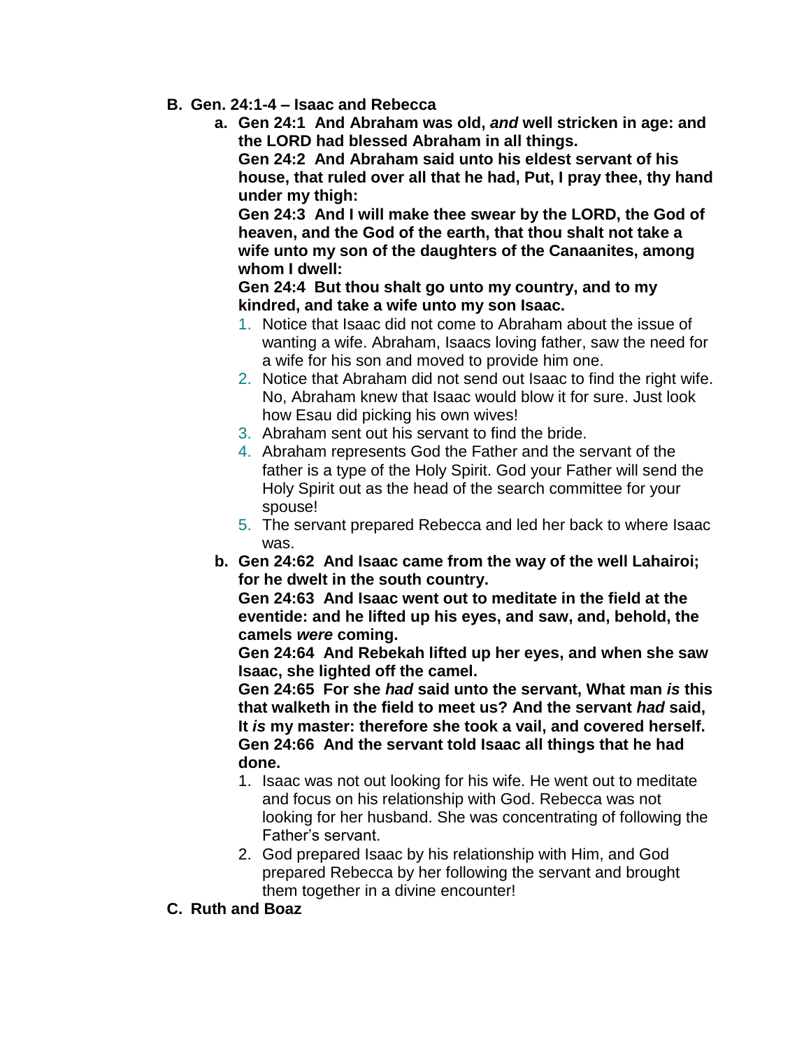**B. Gen. 24:1-4 – Isaac and Rebecca**

**a. Gen 24:1 And Abraham was old, *and* well stricken in age: and the LORD had blessed Abraham in all things.**
**Gen 24:2 And Abraham said unto his eldest servant of his house, that ruled over all that he had, Put, I pray thee, thy hand under my thigh:**
**Gen 24:3 And I will make thee swear by the LORD, the God of heaven, and the God of the earth, that thou shalt not take a wife unto my son of the daughters of the Canaanites, among whom I dwell:**
**Gen 24:4 But thou shalt go unto my country, and to my kindred, and take a wife unto my son Isaac.**

1. Notice that Isaac did not come to Abraham about the issue of wanting a wife. Abraham, Isaacs loving father, saw the need for a wife for his son and moved to provide him one.
2. Notice that Abraham did not send out Isaac to find the right wife. No, Abraham knew that Isaac would blow it for sure. Just look how Esau did picking his own wives!
3. Abraham sent out his servant to find the bride.
4. Abraham represents God the Father and the servant of the father is a type of the Holy Spirit. God your Father will send the Holy Spirit out as the head of the search committee for your spouse!
5. The servant prepared Rebecca and led her back to where Isaac was.

**b. Gen 24:62 And Isaac came from the way of the well Lahairoi; for he dwelt in the south country.**
**Gen 24:63 And Isaac went out to meditate in the field at the eventide: and he lifted up his eyes, and saw, and, behold, the camels *were* coming.**
**Gen 24:64 And Rebekah lifted up her eyes, and when she saw Isaac, she lighted off the camel.**
**Gen 24:65 For she *had* said unto the servant, What man *is* this that walketh in the field to meet us? And the servant *had* said, It *is* my master: therefore she took a vail, and covered herself.**
**Gen 24:66 And the servant told Isaac all things that he had done.**

1. Isaac was not out looking for his wife. He went out to meditate and focus on his relationship with God. Rebecca was not looking for her husband. She was concentrating of following the Father's servant.
2. God prepared Isaac by his relationship with Him, and God prepared Rebecca by her following the servant and brought them together in a divine encounter!

**C. Ruth and Boaz**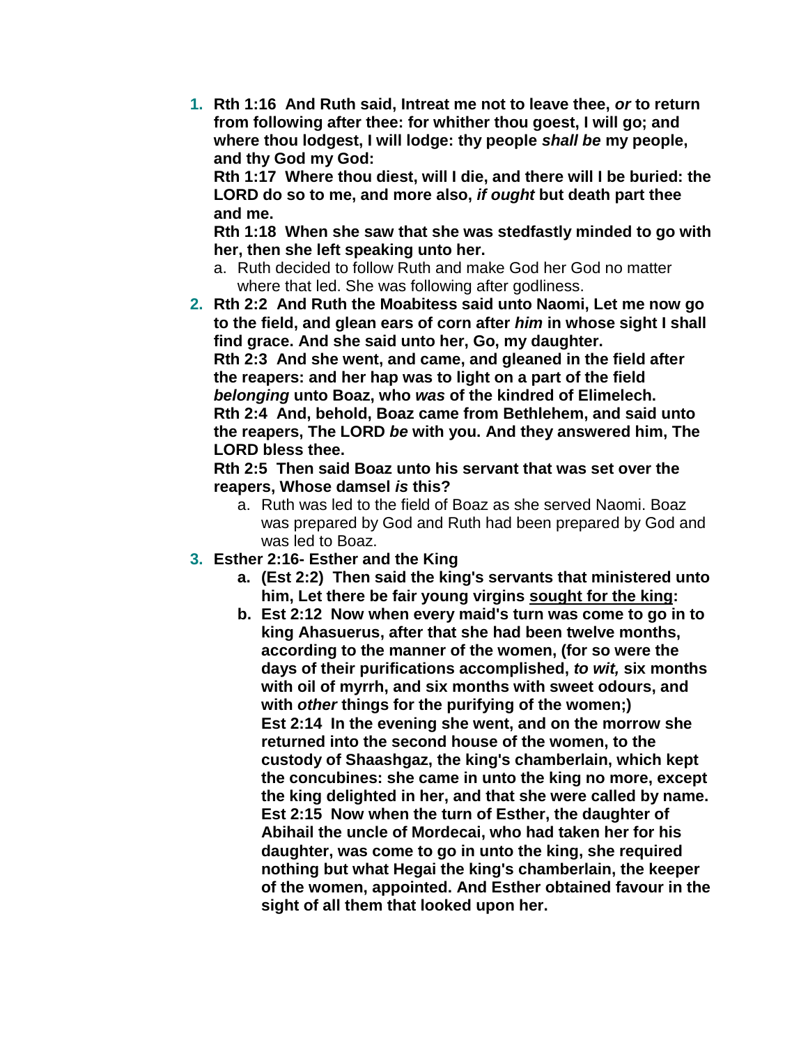1. **Rth 1:16 And Ruth said, Intreat me not to leave thee, *or* to return from following after thee: for whither thou goest, I will go; and where thou lodgest, I will lodge: thy people *shall be* my people, and thy God my God:**
   **Rth 1:17 Where thou diest, will I die, and there will I be buried: the LORD do so to me, and more also, *if ought* but death part thee and me.**
   **Rth 1:18 When she saw that she was stedfastly minded to go with her, then she left speaking unto her.**
   a. Ruth decided to follow Ruth and make God her God no matter where that led. She was following after godliness.
2. **Rth 2:2 And Ruth the Moabitess said unto Naomi, Let me now go to the field, and glean ears of corn after *him* in whose sight I shall find grace. And she said unto her, Go, my daughter.**
   **Rth 2:3 And she went, and came, and gleaned in the field after the reapers: and her hap was to light on a part of the field *belonging* unto Boaz, who *was* of the kindred of Elimelech.**
   **Rth 2:4 And, behold, Boaz came from Bethlehem, and said unto the reapers, The LORD *be* with you. And they answered him, The LORD bless thee.**
   **Rth 2:5 Then said Boaz unto his servant that was set over the reapers, Whose damsel *is* this?**
   a. Ruth was led to the field of Boaz as she served Naomi. Boaz was prepared by God and Ruth had been prepared by God and was led to Boaz.
3. **Esther 2:16- Esther and the King**
   a. **(Est 2:2) Then said the king's servants that ministered unto him, Let there be fair young virgins <u>sought for the king</u>:**
   b. **Est 2:12 Now when every maid's turn was come to go in to king Ahasuerus, after that she had been twelve months, according to the manner of the women, (for so were the days of their purifications accomplished, *to wit,* six months with oil of myrrh, and six months with sweet odours, and with *other* things for the purifying of the women;)**
      **Est 2:14 In the evening she went, and on the morrow she returned into the second house of the women, to the custody of Shaashgaz, the king's chamberlain, which kept the concubines: she came in unto the king no more, except the king delighted in her, and that she were called by name.**
      **Est 2:15 Now when the turn of Esther, the daughter of Abihail the uncle of Mordecai, who had taken her for his daughter, was come to go in unto the king, she required nothing but what Hegai the king's chamberlain, the keeper of the women, appointed. And Esther obtained favour in the sight of all them that looked upon her.**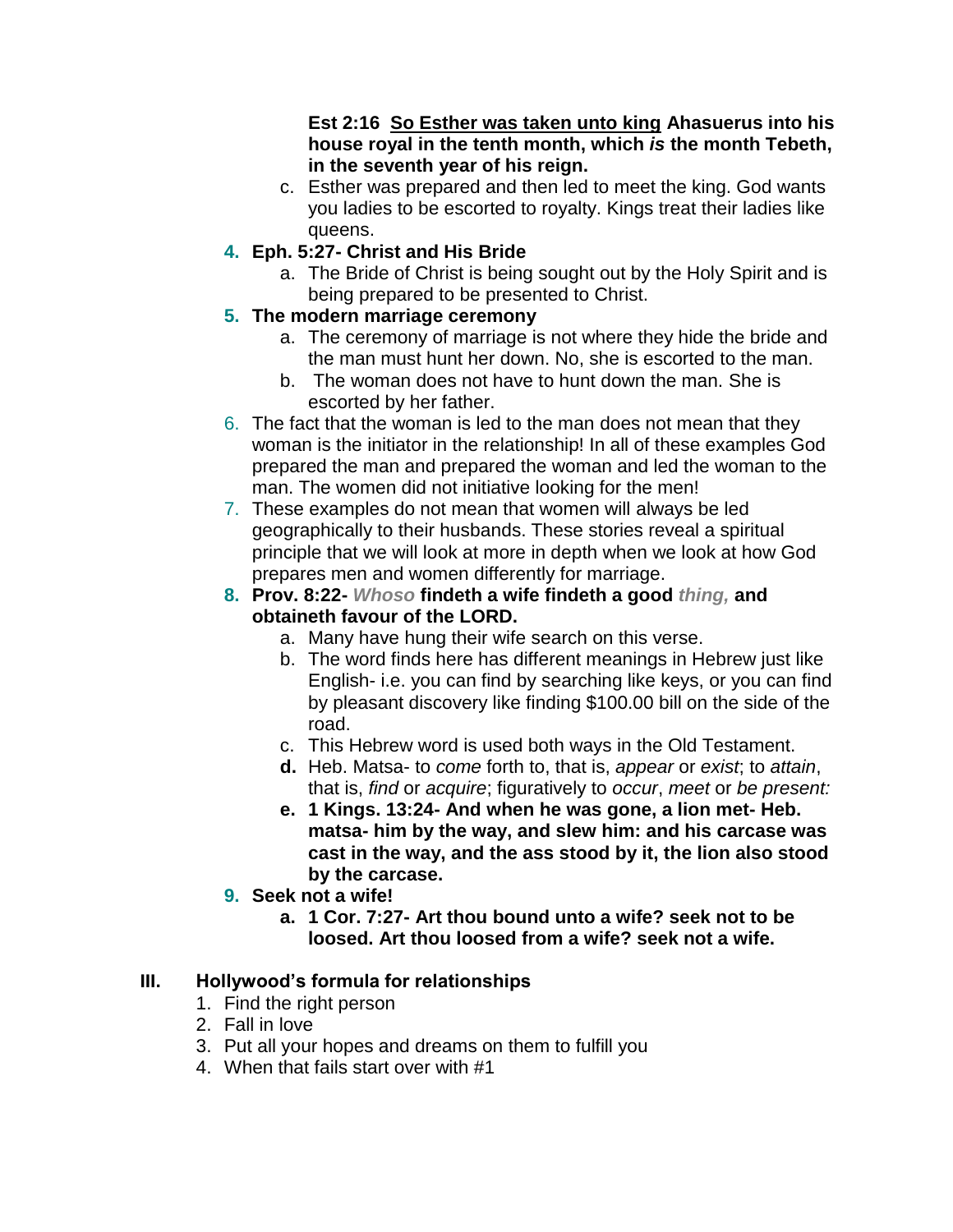**Est 2:16 <u>So Esther was taken unto king</u> Ahasuerus into his house royal in the tenth month, which *is* the month Tebeth, in the seventh year of his reign.**

c. Esther was prepared and then led to meet the king. God wants you ladies to be escorted to royalty. Kings treat their ladies like queens.

4. **Eph. 5:27- Christ and His Bride**
   a. The Bride of Christ is being sought out by the Holy Spirit and is being prepared to be presented to Christ.
5. **The modern marriage ceremony**
   a. The ceremony of marriage is not where they hide the bride and the man must hunt her down. No, she is escorted to the man.
   b. The woman does not have to hunt down the man. She is escorted by her father.
6. The fact that the woman is led to the man does not mean that they woman is the initiator in the relationship! In all of these examples God prepared the man and prepared the woman and led the woman to the man. The women did not initiative looking for the men!
7. These examples do not mean that women will always be led geographically to their husbands. These stories reveal a spiritual principle that we will look at more in depth when we look at how God prepares men and women differently for marriage.
8. **Prov. 8:22- *Whoso* findeth a wife findeth a good *thing,* and obtaineth favour of the LORD.**
   a. Many have hung their wife search on this verse.
   b. The word finds here has different meanings in Hebrew just like English- i.e. you can find by searching like keys, or you can find by pleasant discovery like finding $100.00 bill on the side of the road.
   c. This Hebrew word is used both ways in the Old Testament.
   d. Heb. Matsa- to *come* forth to, that is, *appear* or *exist*; to *attain*, that is, *find* or *acquire*; figuratively to *occur*, *meet* or *be present:*
   e. **1 Kings. 13:24- And when he was gone, a lion met- Heb. matsa- him by the way, and slew him: and his carcase was cast in the way, and the ass stood by it, the lion also stood by the carcase.**
9. **Seek not a wife!**
   a. **1 Cor. 7:27- Art thou bound unto a wife? seek not to be loosed. Art thou loosed from a wife? seek not a wife.**

## III. Hollywood's formula for relationships

1. Find the right person
2. Fall in love
3. Put all your hopes and dreams on them to fulfill you
4. When that fails start over with #1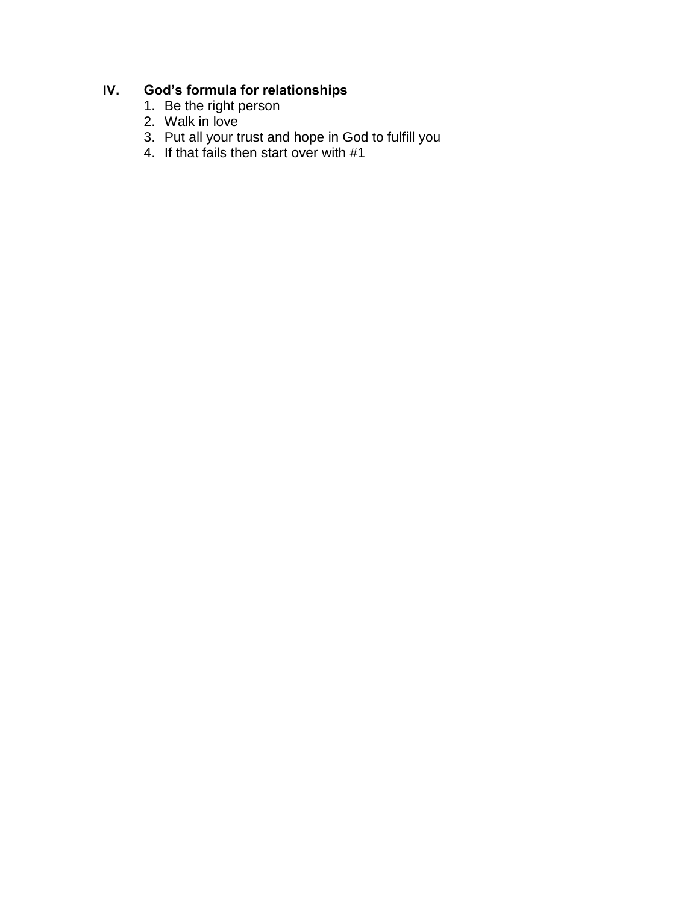## IV. God’s formula for relationships

1. Be the right person
2. Walk in love
3. Put all your trust and hope in God to fulfill you
4. If that fails then start over with #1